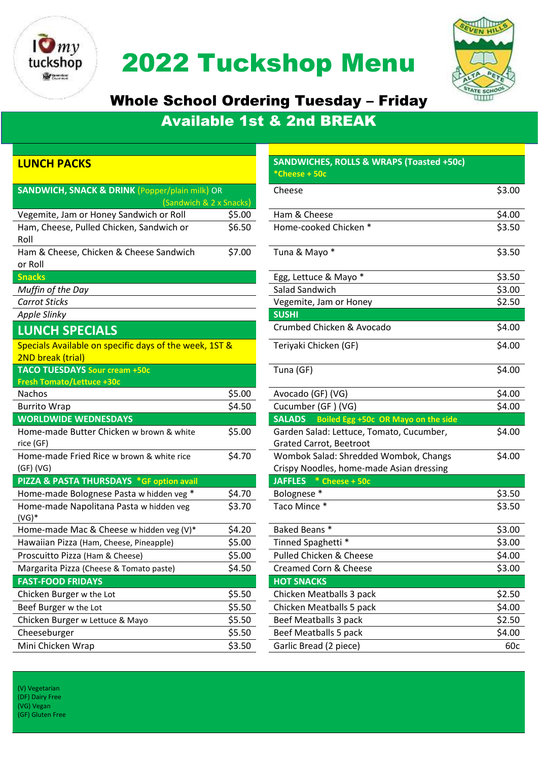# 2022 Tuckshop Menu

## Whole School Ordering Tuesday – Friday

## Available 1st & 2nd BREAK

## LUNCH PACKS

| SANDWICH, SNACK & DRINK (Popper/plain milk) OR (Sandwich & 2 x Snacks) | |
|---|---|
| Vegemite, Jam or Honey Sandwich or Roll | $5.00 |
| Ham, Cheese, Pulled Chicken, Sandwich or Roll | $6.50 |
| Ham & Cheese, Chicken & Cheese Sandwich or Roll | $7.00 |
| **Snacks** | |
| *Muffin of the Day* | |
| *Carrot Sticks* | |
| *Apple Slinky* | |

## LUNCH SPECIALS

Specials Available on specific days of the week, 1ST & 2ND break (trial)

| TACO TUESDAYS Sour cream +50c Fresh Tomato/Lettuce +30c | |
|---|---|
| Nachos | $5.00 |
| Burrito Wrap | $4.50 |
| **WORLDWIDE WEDNESDAYS** | |
| Home-made Butter Chicken w brown & white rice (GF) | $5.00 |
| Home-made Fried Rice w brown & white rice (GF) (VG) | $4.70 |
| **PIZZA & PASTA THURSDAYS** *GF option avail | |
| Home-made Bolognese Pasta w hidden veg * | $4.70 |
| Home-made Napolitana Pasta w hidden veg (VG)* | $3.70 |
| Home-made Mac & Cheese w hidden veg (V)* | $4.20 |
| Hawaiian Pizza (Ham, Cheese, Pineapple) | $5.00 |
| Proscuitto Pizza (Ham & Cheese) | $5.00 |
| Margarita Pizza (Cheese & Tomato paste) | $4.50 |
| **FAST-FOOD FRIDAYS** | |
| Chicken Burger w the Lot | $5.50 |
| Beef Burger w the Lot | $5.50 |
| Chicken Burger w Lettuce & Mayo | $5.50 |
| Cheeseburger | $5.50 |
| Mini Chicken Wrap | $3.50 |

| SANDWICHES, ROLLS & WRAPS (Toasted +50c) *Cheese + 50c | |
|---|---|
| Cheese | $3.00 |
| Ham & Cheese | $4.00 |
| Home-cooked Chicken * | $3.50 |
| Tuna & Mayo * | $3.50 |
| Egg, Lettuce & Mayo * | $3.50 |
| Salad Sandwich | $3.00 |
| Vegemite, Jam or Honey | $2.50 |
| **SUSHI** | |
| Crumbed Chicken & Avocado | $4.00 |
| Teriyaki Chicken (GF) | $4.00 |
| Tuna (GF) | $4.00 |
| Avocado (GF) (VG) | $4.00 |
| Cucumber (GF ) (VG) | $4.00 |
| **SALADS** Boiled Egg +50c OR Mayo on the side | |
| Garden Salad: Lettuce, Tomato, Cucumber, Grated Carrot, Beetroot | $4.00 |
| Wombok Salad: Shredded Wombok, Changs Crispy Noodles, home-made Asian dressing | $4.00 |
| **JAFFLES** * Cheese + 50c | |
| Bolognese * | $3.50 |
| Taco Mince * | $3.50 |
| Baked Beans * | $3.00 |
| Tinned Spaghetti * | $3.00 |
| Pulled Chicken & Cheese | $4.00 |
| Creamed Corn & Cheese | $3.00 |
| **HOT SNACKS** | |
| Chicken Meatballs 3 pack | $2.50 |
| Chicken Meatballs 5 pack | $4.00 |
| Beef Meatballs 3 pack | $2.50 |
| Beef Meatballs 5 pack | $4.00 |
| Garlic Bread (2 piece) | 60c |

(V) Vegetarian
(DF) Dairy Free
(VG) Vegan
(GF) Gluten Free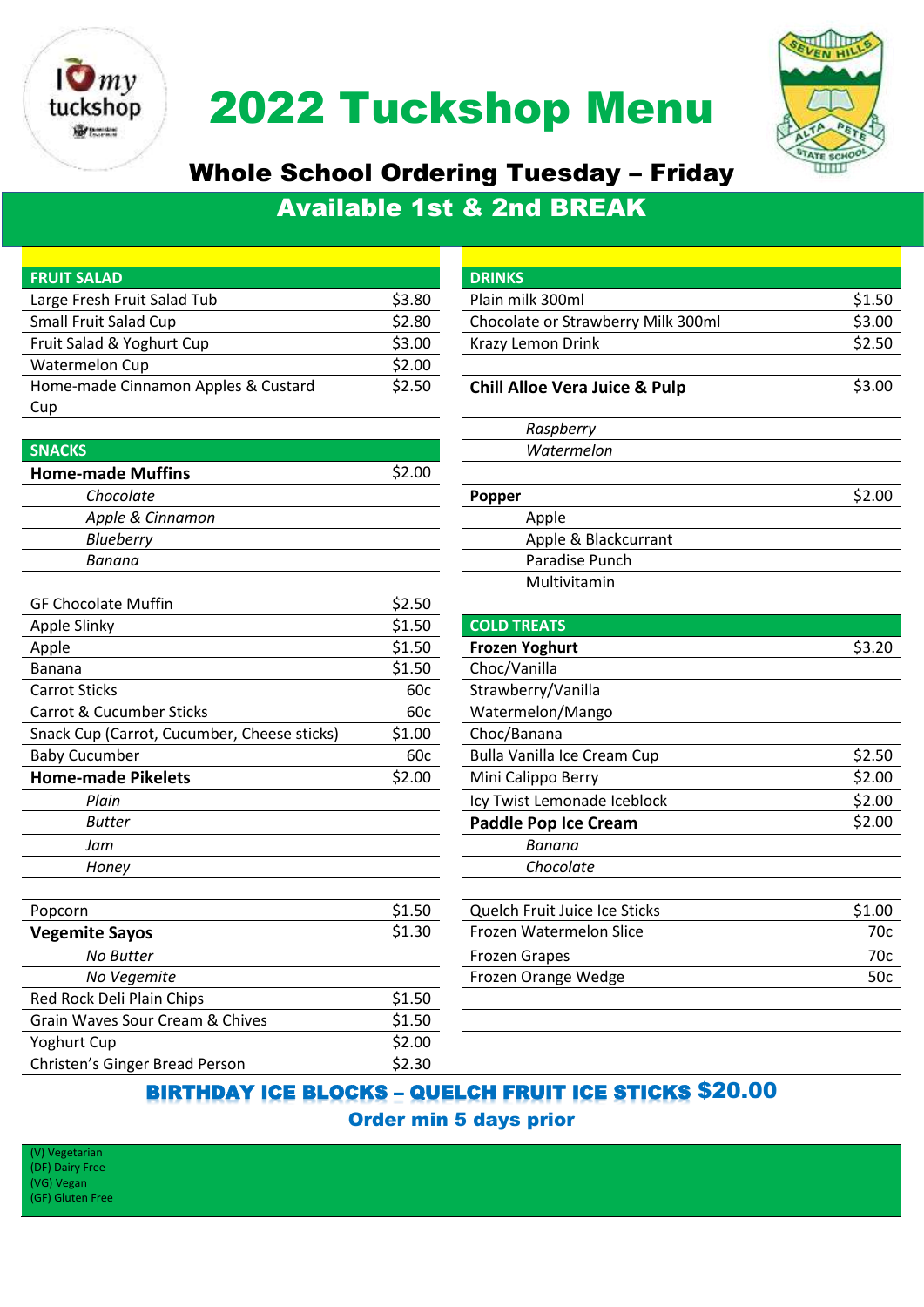# 2022 Tuckshop Menu

## Whole School Ordering Tuesday – Friday

## Available 1st & 2nd BREAK

| FRUIT SALAD | |
|---|---|
| Large Fresh Fruit Salad Tub | $3.80 |
| Small Fruit Salad Cup | $2.80 |
| Fruit Salad & Yoghurt Cup | $3.00 |
| Watermelon Cup | $2.00 |
| Home-made Cinnamon Apples & Custard Cup | $2.50 |

| SNACKS | |
|---|---|
| **Home-made Muffins** | $2.00 |
| *Chocolate* | |
| *Apple & Cinnamon* | |
| *Blueberry* | |
| *Banana* | |
| GF Chocolate Muffin | $2.50 |
| Apple Slinky | $1.50 |
| Apple | $1.50 |
| Banana | $1.50 |
| Carrot Sticks | 60c |
| Carrot & Cucumber Sticks | 60c |
| Snack Cup (Carrot, Cucumber, Cheese sticks) | $1.00 |
| Baby Cucumber | 60c |
| **Home-made Pikelets** | $2.00 |
| *Plain* | |
| *Butter* | |
| *Jam* | |
| *Honey* | |
| Popcorn | $1.50 |
| **Vegemite Sayos** | $1.30 |
| *No Butter* | |
| *No Vegemite* | |
| Red Rock Deli Plain Chips | $1.50 |
| Grain Waves Sour Cream & Chives | $1.50 |
| Yoghurt Cup | $2.00 |
| Christen's Ginger Bread Person | $2.30 |

| DRINKS | |
|---|---|
| Plain milk 300ml | $1.50 |
| Chocolate or Strawberry Milk 300ml | $3.00 |
| Krazy Lemon Drink | $2.50 |
| **Chill Alloe Vera Juice & Pulp** | $3.00 |
| *Raspberry* | |
| *Watermelon* | |
| **Popper** | $2.00 |
| Apple | |
| Apple & Blackcurrant | |
| Paradise Punch | |
| Multivitamin | |

| COLD TREATS | |
|---|---|
| **Frozen Yoghurt** | $3.20 |
| Choc/Vanilla | |
| Strawberry/Vanilla | |
| Watermelon/Mango | |
| Choc/Banana | |
| Bulla Vanilla Ice Cream Cup | $2.50 |
| Mini Calippo Berry | $2.00 |
| Icy Twist Lemonade Iceblock | $2.00 |
| **Paddle Pop Ice Cream** | $2.00 |
| *Banana* | |
| *Chocolate* | |
| Quelch Fruit Juice Ice Sticks | $1.00 |
| Frozen Watermelon Slice | 70c |
| Frozen Grapes | 70c |
| Frozen Orange Wedge | 50c |

**BIRTHDAY ICE BLOCKS – QUELCH FRUIT ICE STICKS $20.00**

**Order min 5 days prior**

(V) Vegetarian
(DF) Dairy Free
(VG) Vegan
(GF) Gluten Free